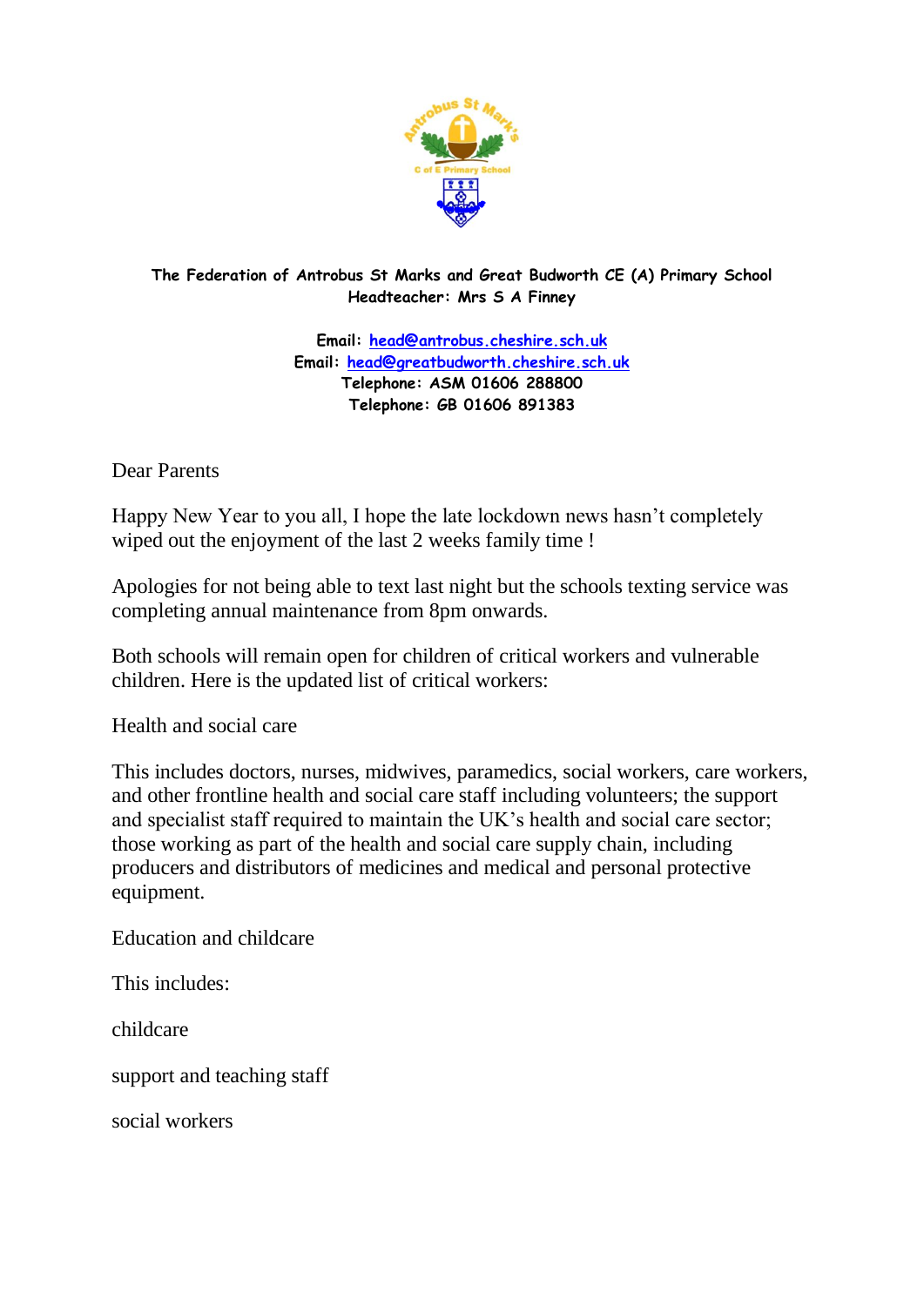**The Federation of Antrobus St Marks and Great Budworth CE (A) Primary School**
**Headteacher: Mrs S A Finney**

**Email: [head@antrobus.cheshire.sch.uk](mailto:head@antrobus.cheshire.sch.uk)**
**Email: [head@greatbudworth.cheshire.sch.uk](mailto:head@greatbudworth.cheshire.sch.uk)**
**Telephone: ASM 01606 288800**
**Telephone: GB 01606 891383**

Dear Parents

Happy New Year to you all, I hope the late lockdown news hasn't completely wiped out the enjoyment of the last 2 weeks family time !

Apologies for not being able to text last night but the schools texting service was completing annual maintenance from 8pm onwards.

Both schools will remain open for children of critical workers and vulnerable children. Here is the updated list of critical workers:

Health and social care

This includes doctors, nurses, midwives, paramedics, social workers, care workers, and other frontline health and social care staff including volunteers; the support and specialist staff required to maintain the UK's health and social care sector; those working as part of the health and social care supply chain, including producers and distributors of medicines and medical and personal protective equipment.

Education and childcare

This includes:

childcare

support and teaching staff

social workers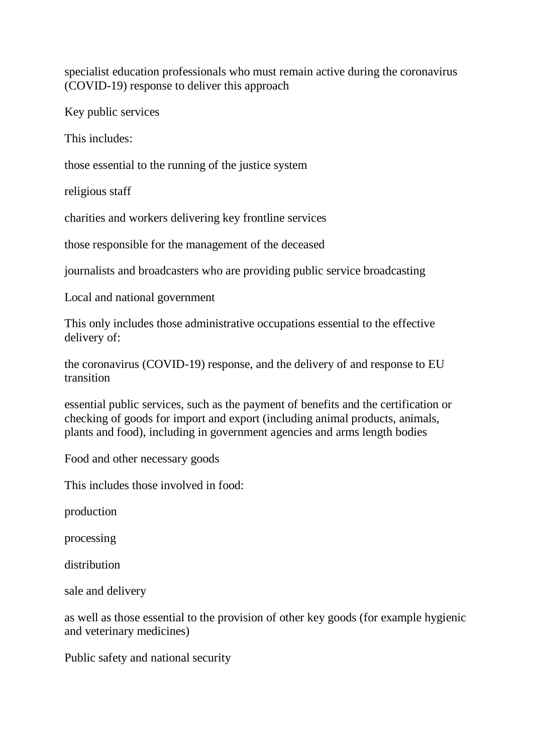specialist education professionals who must remain active during the coronavirus (COVID-19) response to deliver this approach

Key public services

This includes:

those essential to the running of the justice system

religious staff

charities and workers delivering key frontline services

those responsible for the management of the deceased

journalists and broadcasters who are providing public service broadcasting

Local and national government

This only includes those administrative occupations essential to the effective delivery of:

the coronavirus (COVID-19) response, and the delivery of and response to EU transition

essential public services, such as the payment of benefits and the certification or checking of goods for import and export (including animal products, animals, plants and food), including in government agencies and arms length bodies

Food and other necessary goods

This includes those involved in food:

production

processing

distribution

sale and delivery

as well as those essential to the provision of other key goods (for example hygienic and veterinary medicines)

Public safety and national security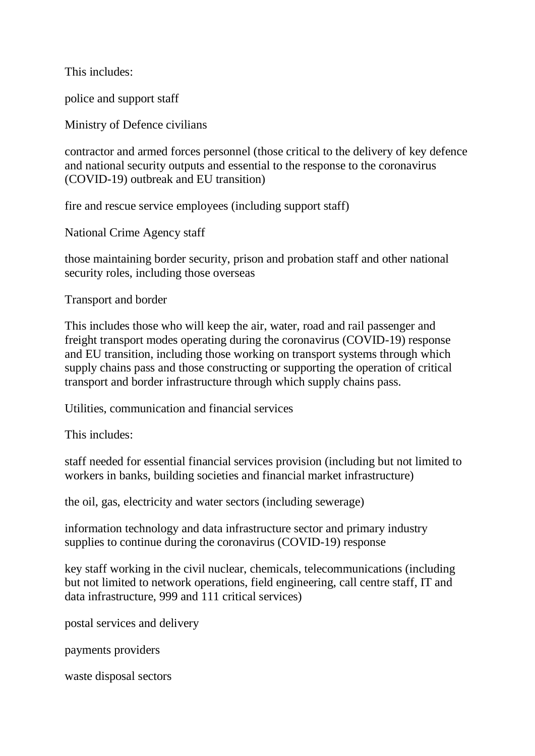This includes:

- police and support staff
- Ministry of Defence civilians
- contractor and armed forces personnel (those critical to the delivery of key defence and national security outputs and essential to the response to the coronavirus (COVID-19) outbreak and EU transition)
- fire and rescue service employees (including support staff)
- National Crime Agency staff
- those maintaining border security, prison and probation staff and other national security roles, including those overseas

## Transport and border

This includes those who will keep the air, water, road and rail passenger and freight transport modes operating during the coronavirus (COVID-19) response and EU transition, including those working on transport systems through which supply chains pass and those constructing or supporting the operation of critical transport and border infrastructure through which supply chains pass.

## Utilities, communication and financial services

This includes:

- staff needed for essential financial services provision (including but not limited to workers in banks, building societies and financial market infrastructure)
- the oil, gas, electricity and water sectors (including sewerage)
- information technology and data infrastructure sector and primary industry supplies to continue during the coronavirus (COVID-19) response
- key staff working in the civil nuclear, chemicals, telecommunications (including but not limited to network operations, field engineering, call centre staff, IT and data infrastructure, 999 and 111 critical services)
- postal services and delivery
- payments providers
- waste disposal sectors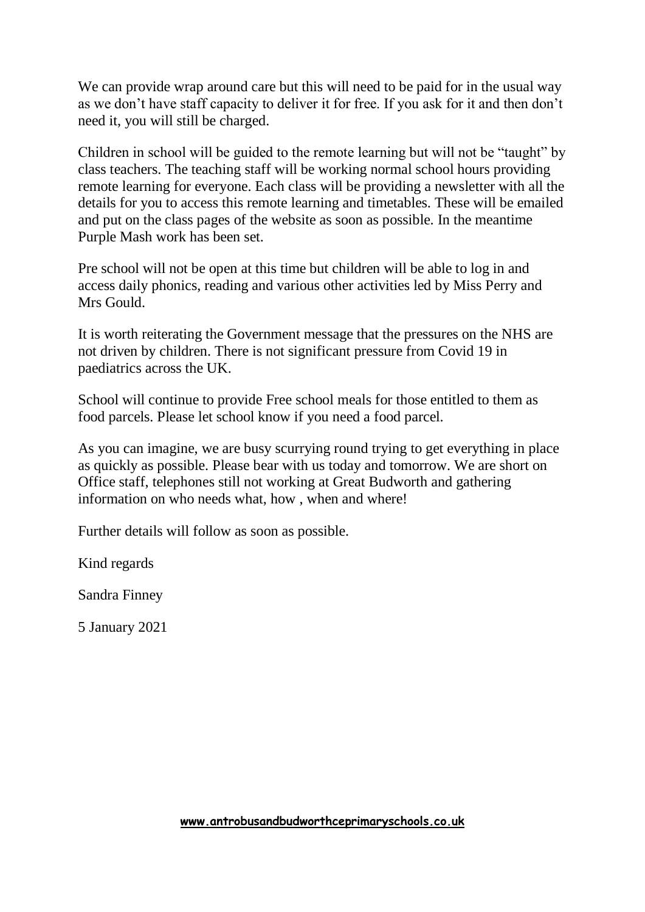We can provide wrap around care but this will need to be paid for in the usual way as we don't have staff capacity to deliver it for free. If you ask for it and then don't need it, you will still be charged.

Children in school will be guided to the remote learning but will not be "taught" by class teachers. The teaching staff will be working normal school hours providing remote learning for everyone. Each class will be providing a newsletter with all the details for you to access this remote learning and timetables. These will be emailed and put on the class pages of the website as soon as possible. In the meantime Purple Mash work has been set.

Pre school will not be open at this time but children will be able to log in and access daily phonics, reading and various other activities led by Miss Perry and Mrs Gould.

It is worth reiterating the Government message that the pressures on the NHS are not driven by children. There is not significant pressure from Covid 19 in paediatrics across the UK.

School will continue to provide Free school meals for those entitled to them as food parcels. Please let school know if you need a food parcel.

As you can imagine, we are busy scurrying round trying to get everything in place as quickly as possible. Please bear with us today and tomorrow. We are short on Office staff, telephones still not working at Great Budworth and gathering information on who needs what, how , when and where!

Further details will follow as soon as possible.

Kind regards

Sandra Finney

5 January 2021